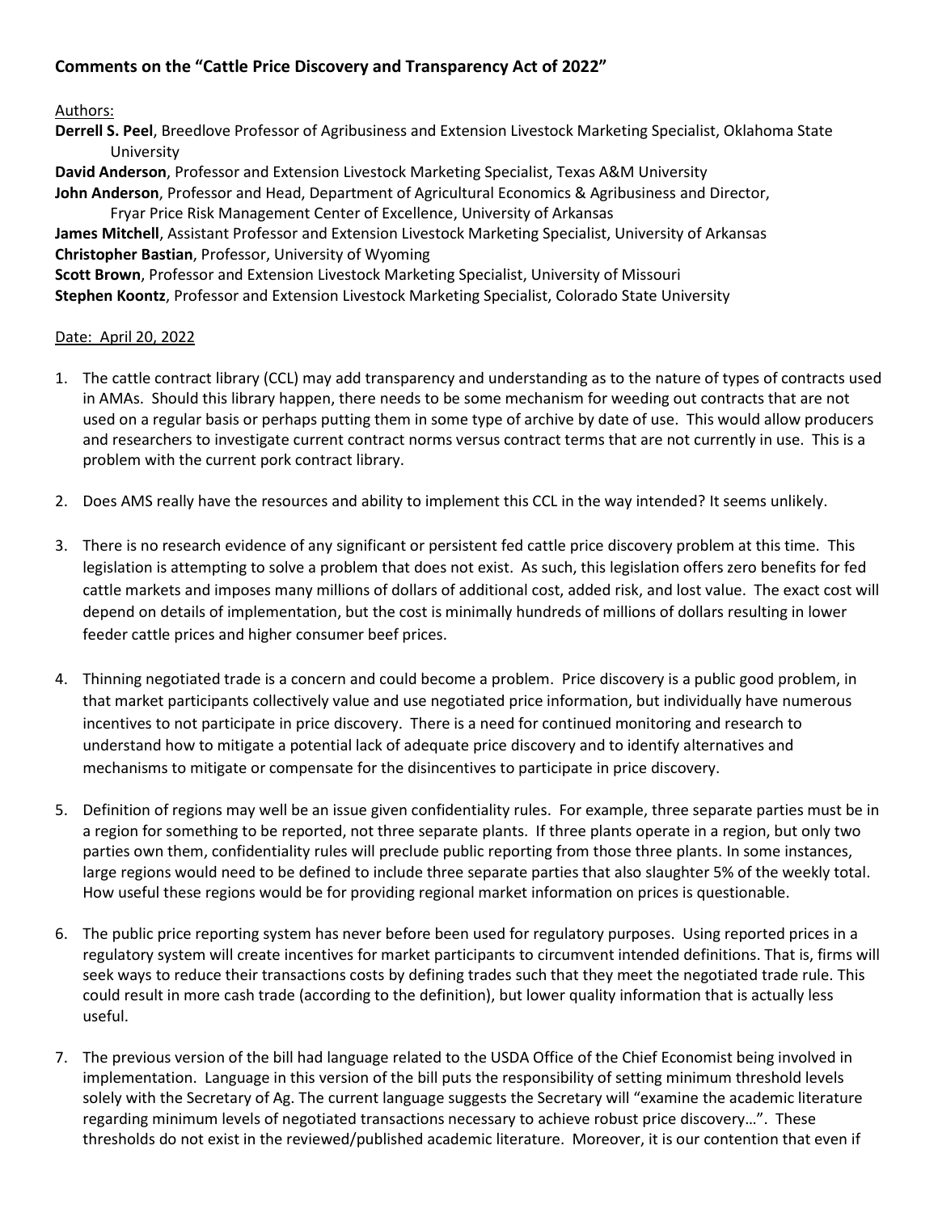**Comments on the "Cattle Price Discovery and Transparency Act of 2022"**

Authors:

**Derrell S. Peel**, Breedlove Professor of Agribusiness and Extension Livestock Marketing Specialist, Oklahoma State University
**David Anderson**, Professor and Extension Livestock Marketing Specialist, Texas A&M University
**John Anderson**, Professor and Head, Department of Agricultural Economics & Agribusiness and Director, Fryar Price Risk Management Center of Excellence, University of Arkansas
**James Mitchell**, Assistant Professor and Extension Livestock Marketing Specialist, University of Arkansas
**Christopher Bastian**, Professor, University of Wyoming
**Scott Brown**, Professor and Extension Livestock Marketing Specialist, University of Missouri
**Stephen Koontz**, Professor and Extension Livestock Marketing Specialist, Colorado State University

Date: April 20, 2022

1. The cattle contract library (CCL) may add transparency and understanding as to the nature of types of contracts used in AMAs. Should this library happen, there needs to be some mechanism for weeding out contracts that are not used on a regular basis or perhaps putting them in some type of archive by date of use. This would allow producers and researchers to investigate current contract norms versus contract terms that are not currently in use. This is a problem with the current pork contract library.

2. Does AMS really have the resources and ability to implement this CCL in the way intended? It seems unlikely.

3. There is no research evidence of any significant or persistent fed cattle price discovery problem at this time. This legislation is attempting to solve a problem that does not exist. As such, this legislation offers zero benefits for fed cattle markets and imposes many millions of dollars of additional cost, added risk, and lost value. The exact cost will depend on details of implementation, but the cost is minimally hundreds of millions of dollars resulting in lower feeder cattle prices and higher consumer beef prices.

4. Thinning negotiated trade is a concern and could become a problem. Price discovery is a public good problem, in that market participants collectively value and use negotiated price information, but individually have numerous incentives to not participate in price discovery. There is a need for continued monitoring and research to understand how to mitigate a potential lack of adequate price discovery and to identify alternatives and mechanisms to mitigate or compensate for the disincentives to participate in price discovery.

5. Definition of regions may well be an issue given confidentiality rules. For example, three separate parties must be in a region for something to be reported, not three separate plants. If three plants operate in a region, but only two parties own them, confidentiality rules will preclude public reporting from those three plants. In some instances, large regions would need to be defined to include three separate parties that also slaughter 5% of the weekly total. How useful these regions would be for providing regional market information on prices is questionable.

6. The public price reporting system has never before been used for regulatory purposes. Using reported prices in a regulatory system will create incentives for market participants to circumvent intended definitions. That is, firms will seek ways to reduce their transactions costs by defining trades such that they meet the negotiated trade rule. This could result in more cash trade (according to the definition), but lower quality information that is actually less useful.

7. The previous version of the bill had language related to the USDA Office of the Chief Economist being involved in implementation. Language in this version of the bill puts the responsibility of setting minimum threshold levels solely with the Secretary of Ag. The current language suggests the Secretary will "examine the academic literature regarding minimum levels of negotiated transactions necessary to achieve robust price discovery…". These thresholds do not exist in the reviewed/published academic literature. Moreover, it is our contention that even if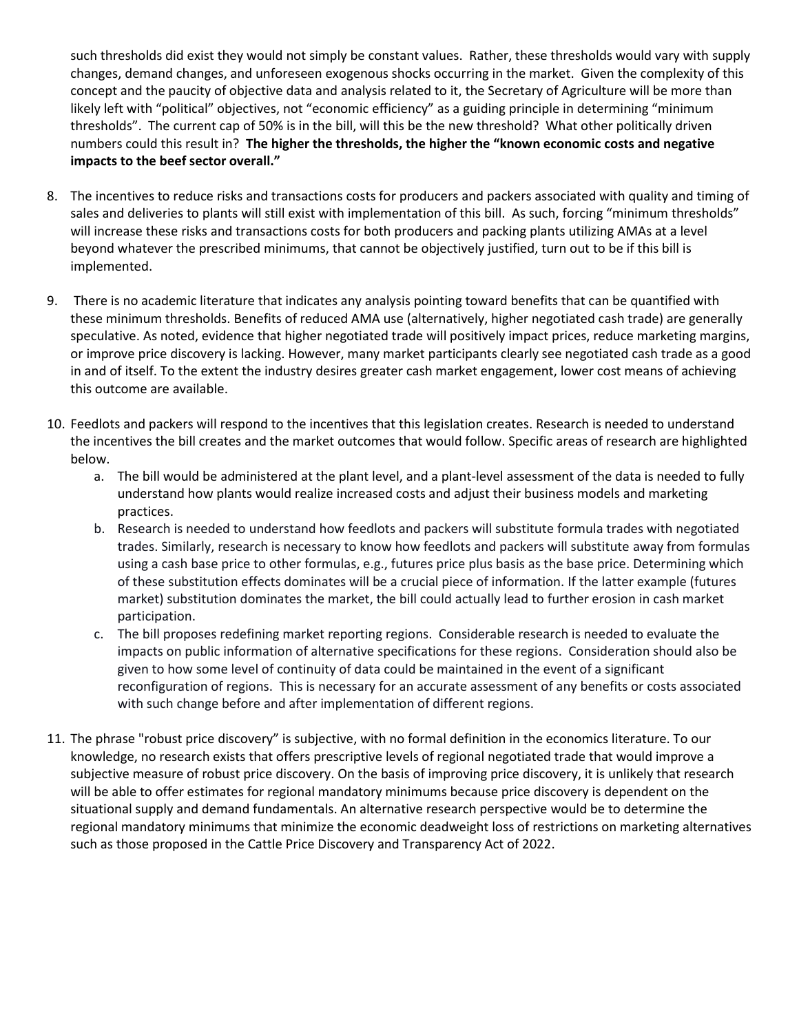such thresholds did exist they would not simply be constant values. Rather, these thresholds would vary with supply changes, demand changes, and unforeseen exogenous shocks occurring in the market. Given the complexity of this concept and the paucity of objective data and analysis related to it, the Secretary of Agriculture will be more than likely left with "political" objectives, not "economic efficiency" as a guiding principle in determining "minimum thresholds". The current cap of 50% is in the bill, will this be the new threshold? What other politically driven numbers could this result in? **The higher the thresholds, the higher the "known economic costs and negative impacts to the beef sector overall."**

8. The incentives to reduce risks and transactions costs for producers and packers associated with quality and timing of sales and deliveries to plants will still exist with implementation of this bill. As such, forcing "minimum thresholds" will increase these risks and transactions costs for both producers and packing plants utilizing AMAs at a level beyond whatever the prescribed minimums, that cannot be objectively justified, turn out to be if this bill is implemented.

9. There is no academic literature that indicates any analysis pointing toward benefits that can be quantified with these minimum thresholds. Benefits of reduced AMA use (alternatively, higher negotiated cash trade) are generally speculative. As noted, evidence that higher negotiated trade will positively impact prices, reduce marketing margins, or improve price discovery is lacking. However, many market participants clearly see negotiated cash trade as a good in and of itself. To the extent the industry desires greater cash market engagement, lower cost means of achieving this outcome are available.

10. Feedlots and packers will respond to the incentives that this legislation creates. Research is needed to understand the incentives the bill creates and the market outcomes that would follow. Specific areas of research are highlighted below.
    a. The bill would be administered at the plant level, and a plant-level assessment of the data is needed to fully understand how plants would realize increased costs and adjust their business models and marketing practices.
    b. Research is needed to understand how feedlots and packers will substitute formula trades with negotiated trades. Similarly, research is necessary to know how feedlots and packers will substitute away from formulas using a cash base price to other formulas, e.g., futures price plus basis as the base price. Determining which of these substitution effects dominates will be a crucial piece of information. If the latter example (futures market) substitution dominates the market, the bill could actually lead to further erosion in cash market participation.
    c. The bill proposes redefining market reporting regions. Considerable research is needed to evaluate the impacts on public information of alternative specifications for these regions. Consideration should also be given to how some level of continuity of data could be maintained in the event of a significant reconfiguration of regions. This is necessary for an accurate assessment of any benefits or costs associated with such change before and after implementation of different regions.

11. The phrase "robust price discovery" is subjective, with no formal definition in the economics literature. To our knowledge, no research exists that offers prescriptive levels of regional negotiated trade that would improve a subjective measure of robust price discovery. On the basis of improving price discovery, it is unlikely that research will be able to offer estimates for regional mandatory minimums because price discovery is dependent on the situational supply and demand fundamentals. An alternative research perspective would be to determine the regional mandatory minimums that minimize the economic deadweight loss of restrictions on marketing alternatives such as those proposed in the Cattle Price Discovery and Transparency Act of 2022.